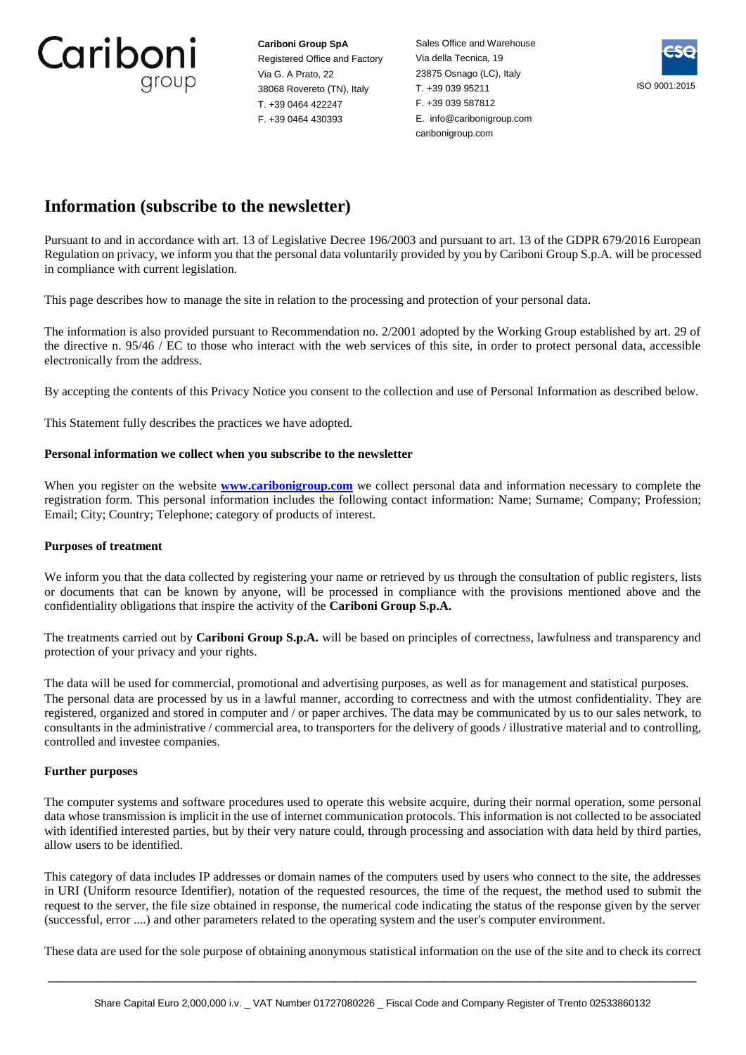**Cariboni Group SpA**
Registered Office and Factory
Via G. A Prato, 22
38068 Rovereto (TN), Italy
T. +39 0464 422247
F. +39 0464 430393

Sales Office and Warehouse
Via della Tecnica, 19
23875 Osnago (LC), Italy
T. +39 039 95211
F. +39 039 587812
E. info@caribonigroup.com
caribonigroup.com

ISO 9001:2015

# Information (subscribe to the newsletter)

Pursuant to and in accordance with art. 13 of Legislative Decree 196/2003 and pursuant to art. 13 of the GDPR 679/2016 European Regulation on privacy, we inform you that the personal data voluntarily provided by you by Cariboni Group S.p.A. will be processed in compliance with current legislation.

This page describes how to manage the site in relation to the processing and protection of your personal data.

The information is also provided pursuant to Recommendation no. 2/2001 adopted by the Working Group established by art. 29 of the directive n. 95/46 / EC to those who interact with the web services of this site, in order to protect personal data, accessible electronically from the address.

By accepting the contents of this Privacy Notice you consent to the collection and use of Personal Information as described below.

This Statement fully describes the practices we have adopted.

**Personal information we collect when you subscribe to the newsletter**

When you register on the website **www.caribonigroup.com** we collect personal data and information necessary to complete the registration form. This personal information includes the following contact information: Name; Surname; Company; Profession; Email; City; Country; Telephone; category of products of interest.

**Purposes of treatment**

We inform you that the data collected by registering your name or retrieved by us through the consultation of public registers, lists or documents that can be known by anyone, will be processed in compliance with the provisions mentioned above and the confidentiality obligations that inspire the activity of the **Cariboni Group S.p.A.**

The treatments carried out by **Cariboni Group S.p.A.** will be based on principles of correctness, lawfulness and transparency and protection of your privacy and your rights.

The data will be used for commercial, promotional and advertising purposes, as well as for management and statistical purposes. The personal data are processed by us in a lawful manner, according to correctness and with the utmost confidentiality. They are registered, organized and stored in computer and / or paper archives. The data may be communicated by us to our sales network, to consultants in the administrative / commercial area, to transporters for the delivery of goods / illustrative material and to controlling, controlled and investee companies.

**Further purposes**

The computer systems and software procedures used to operate this website acquire, during their normal operation, some personal data whose transmission is implicit in the use of internet communication protocols. This information is not collected to be associated with identified interested parties, but by their very nature could, through processing and association with data held by third parties, allow users to be identified.

This category of data includes IP addresses or domain names of the computers used by users who connect to the site, the addresses in URI (Uniform resource Identifier), notation of the requested resources, the time of the request, the method used to submit the request to the server, the file size obtained in response, the numerical code indicating the status of the response given by the server (successful, error ....) and other parameters related to the operating system and the user's computer environment.

These data are used for the sole purpose of obtaining anonymous statistical information on the use of the site and to check its correct

Share Capital Euro 2,000,000 i.v. _ VAT Number 01727080226 _ Fiscal Code and Company Register of Trento 02533860132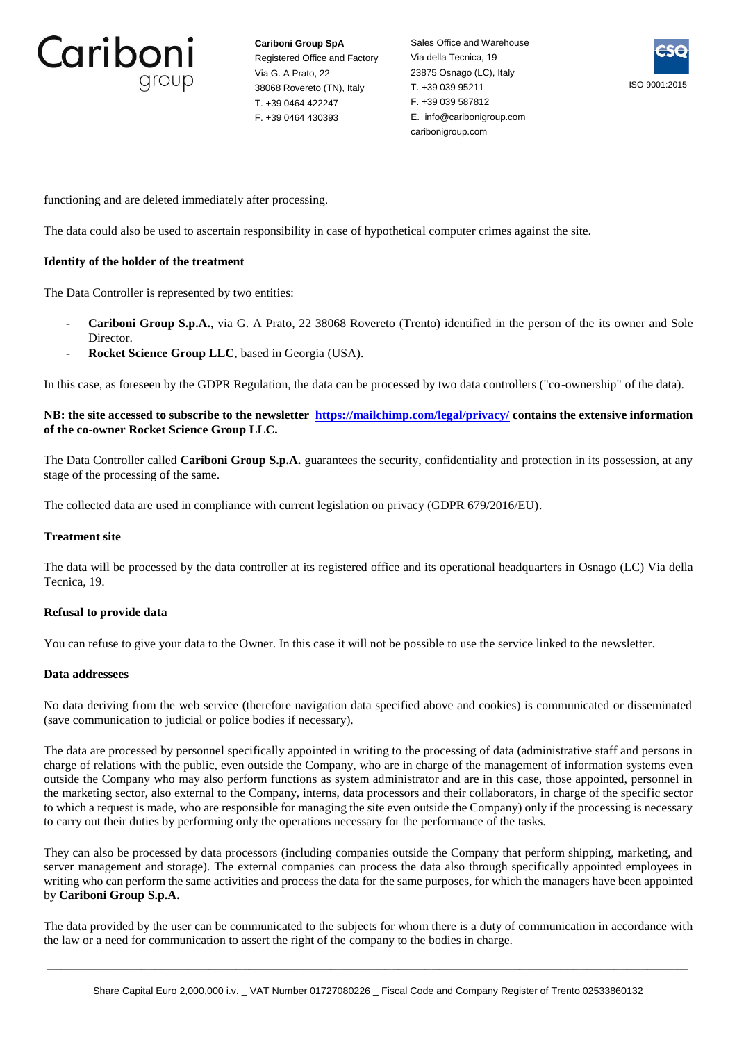functioning and are deleted immediately after processing.

The data could also be used to ascertain responsibility in case of hypothetical computer crimes against the site.

**Identity of the holder of the treatment**

The Data Controller is represented by two entities:

- **Cariboni Group S.p.A.**, via G. A Prato, 22 38068 Rovereto (Trento) identified in the person of the its owner and Sole Director.
- **Rocket Science Group LLC**, based in Georgia (USA).

In this case, as foreseen by the GDPR Regulation, the data can be processed by two data controllers ("co-ownership" of the data).

**NB: the site accessed to subscribe to the newsletter [https://mailchimp.com/legal/privacy/](https://mailchimp.com/legal/privacy/) contains the extensive information of the co-owner Rocket Science Group LLC.**

The Data Controller called **Cariboni Group S.p.A.** guarantees the security, confidentiality and protection in its possession, at any stage of the processing of the same.

The collected data are used in compliance with current legislation on privacy (GDPR 679/2016/EU).

**Treatment site**

The data will be processed by the data controller at its registered office and its operational headquarters in Osnago (LC) Via della Tecnica, 19.

**Refusal to provide data**

You can refuse to give your data to the Owner. In this case it will not be possible to use the service linked to the newsletter.

**Data addressees**

No data deriving from the web service (therefore navigation data specified above and cookies) is communicated or disseminated (save communication to judicial or police bodies if necessary).

The data are processed by personnel specifically appointed in writing to the processing of data (administrative staff and persons in charge of relations with the public, even outside the Company, who are in charge of the management of information systems even outside the Company who may also perform functions as system administrator and are in this case, those appointed, personnel in the marketing sector, also external to the Company, interns, data processors and their collaborators, in charge of the specific sector to which a request is made, who are responsible for managing the site even outside the Company) only if the processing is necessary to carry out their duties by performing only the operations necessary for the performance of the tasks.

They can also be processed by data processors (including companies outside the Company that perform shipping, marketing, and server management and storage). The external companies can process the data also through specifically appointed employees in writing who can perform the same activities and process the data for the same purposes, for which the managers have been appointed by **Cariboni Group S.p.A.**

The data provided by the user can be communicated to the subjects for whom there is a duty of communication in accordance with the law or a need for communication to assert the right of the company to the bodies in charge.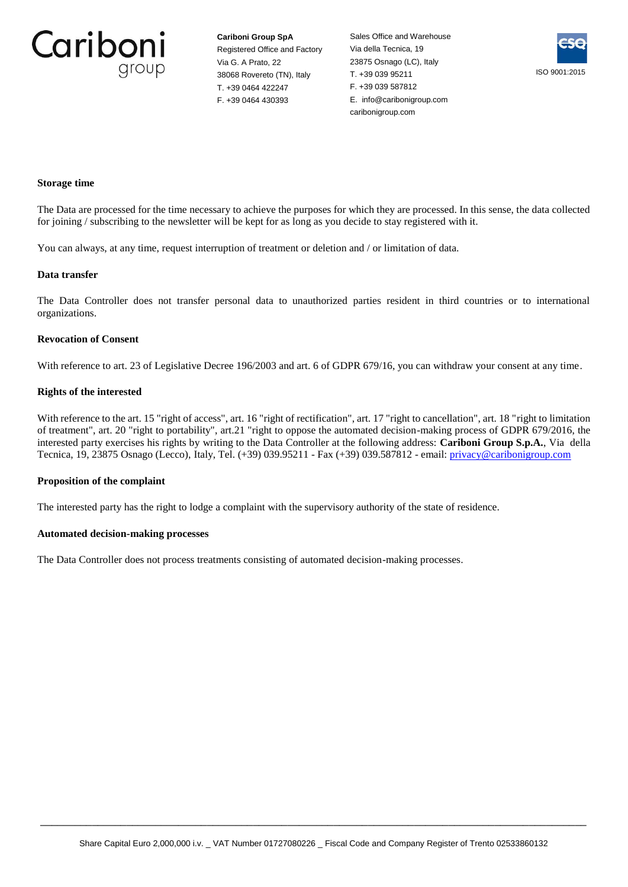### Storage time

The Data are processed for the time necessary to achieve the purposes for which they are processed. In this sense, the data collected for joining / subscribing to the newsletter will be kept for as long as you decide to stay registered with it.

You can always, at any time, request interruption of treatment or deletion and / or limitation of data.

### Data transfer

The Data Controller does not transfer personal data to unauthorized parties resident in third countries or to international organizations.

### Revocation of Consent

With reference to art. 23 of Legislative Decree 196/2003 and art. 6 of GDPR 679/16, you can withdraw your consent at any time.

### Rights of the interested

With reference to the art. 15 "right of access", art. 16 "right of rectification", art. 17 "right to cancellation", art. 18 "right to limitation of treatment", art. 20 "right to portability", art.21 "right to oppose the automated decision-making process of GDPR 679/2016, the interested party exercises his rights by writing to the Data Controller at the following address: **Cariboni Group S.p.A.**, Via della Tecnica, 19, 23875 Osnago (Lecco), Italy, Tel. (+39) 039.95211 - Fax (+39) 039.587812 - email: privacy@caribonigroup.com

### Proposition of the complaint

The interested party has the right to lodge a complaint with the supervisory authority of the state of residence.

### Automated decision-making processes

The Data Controller does not process treatments consisting of automated decision-making processes.